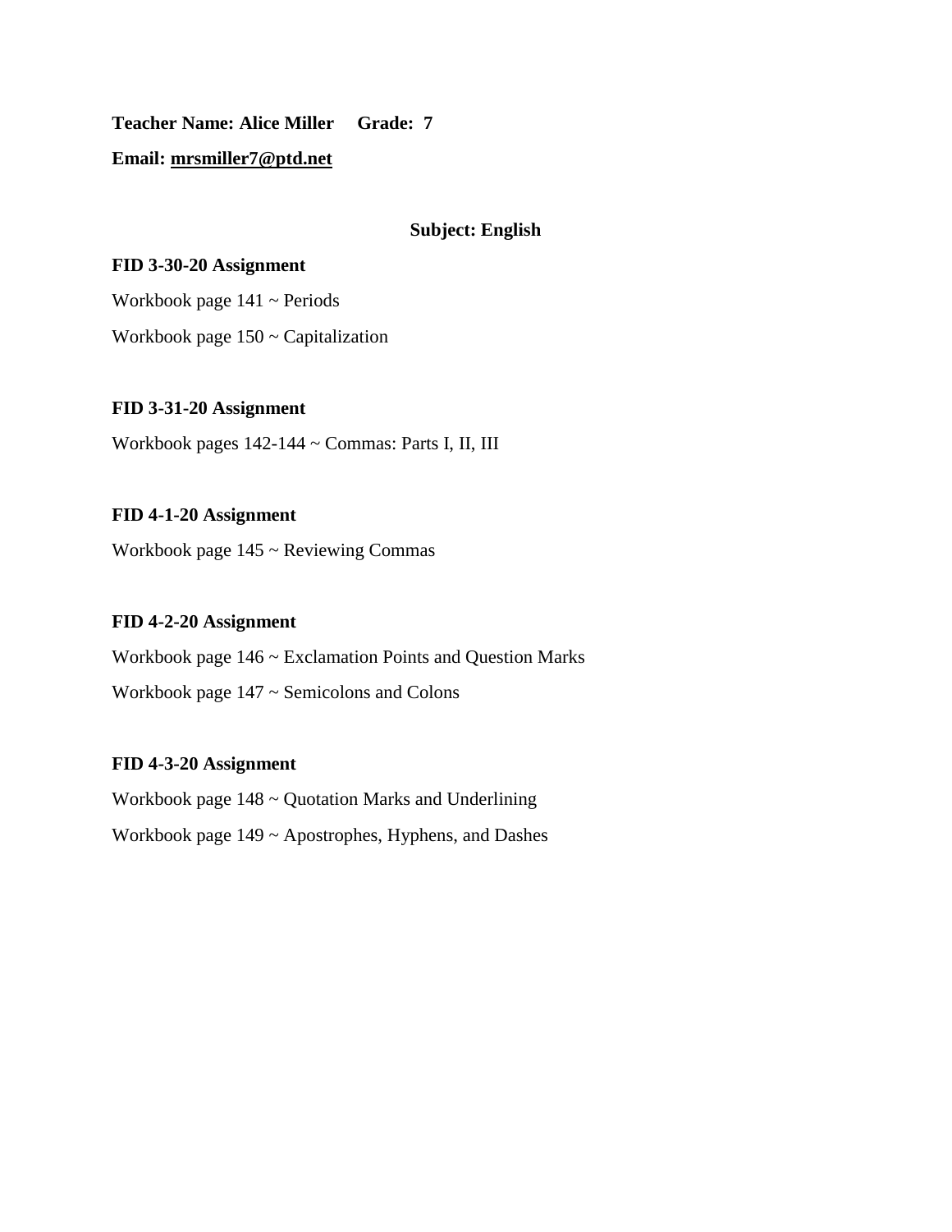**Teacher Name: Alice Miller     Grade: 7**

**Email: mrsmiller7@ptd.net**

## Subject: English

**FID 3-30-20 Assignment**

Workbook page 141 ~ Periods

Workbook page 150 ~ Capitalization

**FID 3-31-20 Assignment**

Workbook pages 142-144 ~ Commas: Parts I, II, III

**FID 4-1-20 Assignment**

Workbook page 145 ~ Reviewing Commas

**FID 4-2-20 Assignment**

Workbook page 146 ~ Exclamation Points and Question Marks

Workbook page 147 ~ Semicolons and Colons

**FID 4-3-20 Assignment**

Workbook page 148 ~ Quotation Marks and Underlining

Workbook page 149 ~ Apostrophes, Hyphens, and Dashes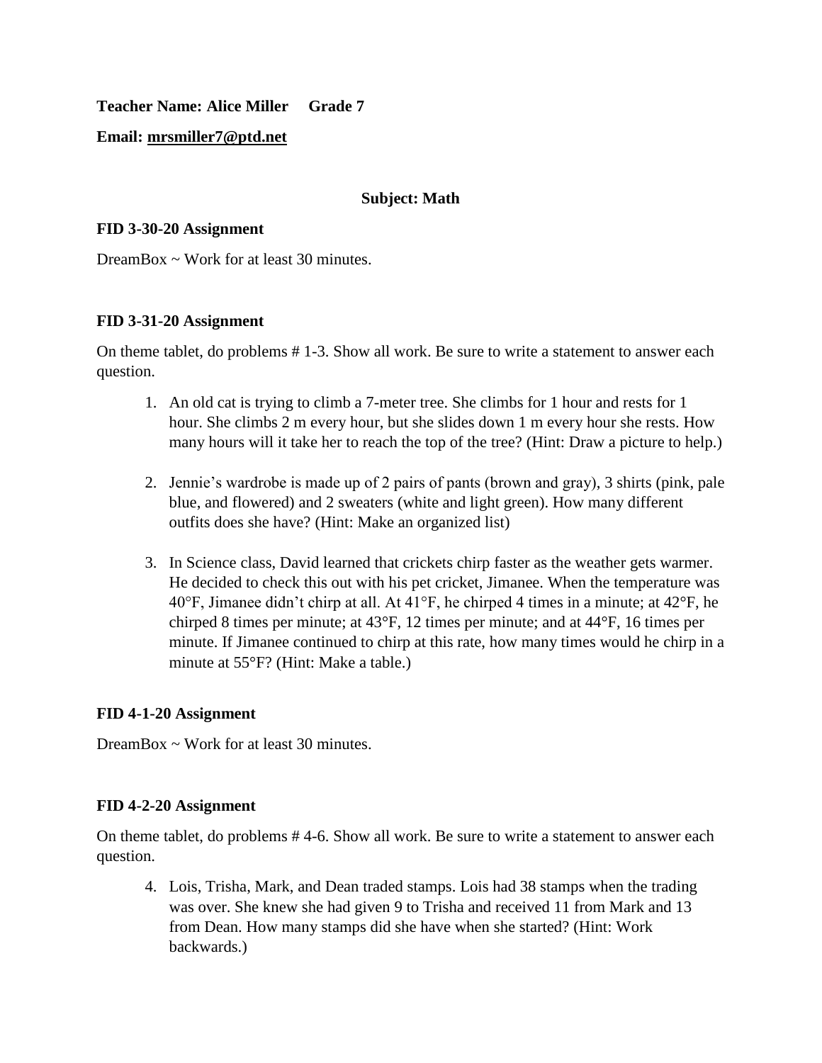**Teacher Name: Alice Miller     Grade 7**

**Email: mrsmiller7@ptd.net**

**Subject: Math**

**FID 3-30-20 Assignment**

DreamBox ~ Work for at least 30 minutes.

**FID 3-31-20 Assignment**

On theme tablet, do problems # 1-3. Show all work. Be sure to write a statement to answer each question.

1. An old cat is trying to climb a 7-meter tree. She climbs for 1 hour and rests for 1 hour. She climbs 2 m every hour, but she slides down 1 m every hour she rests. How many hours will it take her to reach the top of the tree? (Hint: Draw a picture to help.)

2. Jennie's wardrobe is made up of 2 pairs of pants (brown and gray), 3 shirts (pink, pale blue, and flowered) and 2 sweaters (white and light green). How many different outfits does she have? (Hint: Make an organized list)

3. In Science class, David learned that crickets chirp faster as the weather gets warmer. He decided to check this out with his pet cricket, Jimanee. When the temperature was 40°F, Jimanee didn't chirp at all. At 41°F, he chirped 4 times in a minute; at 42°F, he chirped 8 times per minute; at 43°F, 12 times per minute; and at 44°F, 16 times per minute. If Jimanee continued to chirp at this rate, how many times would he chirp in a minute at 55°F? (Hint: Make a table.)

**FID 4-1-20 Assignment**

DreamBox ~ Work for at least 30 minutes.

**FID 4-2-20 Assignment**

On theme tablet, do problems # 4-6. Show all work. Be sure to write a statement to answer each question.

4. Lois, Trisha, Mark, and Dean traded stamps. Lois had 38 stamps when the trading was over. She knew she had given 9 to Trisha and received 11 from Mark and 13 from Dean. How many stamps did she have when she started? (Hint: Work backwards.)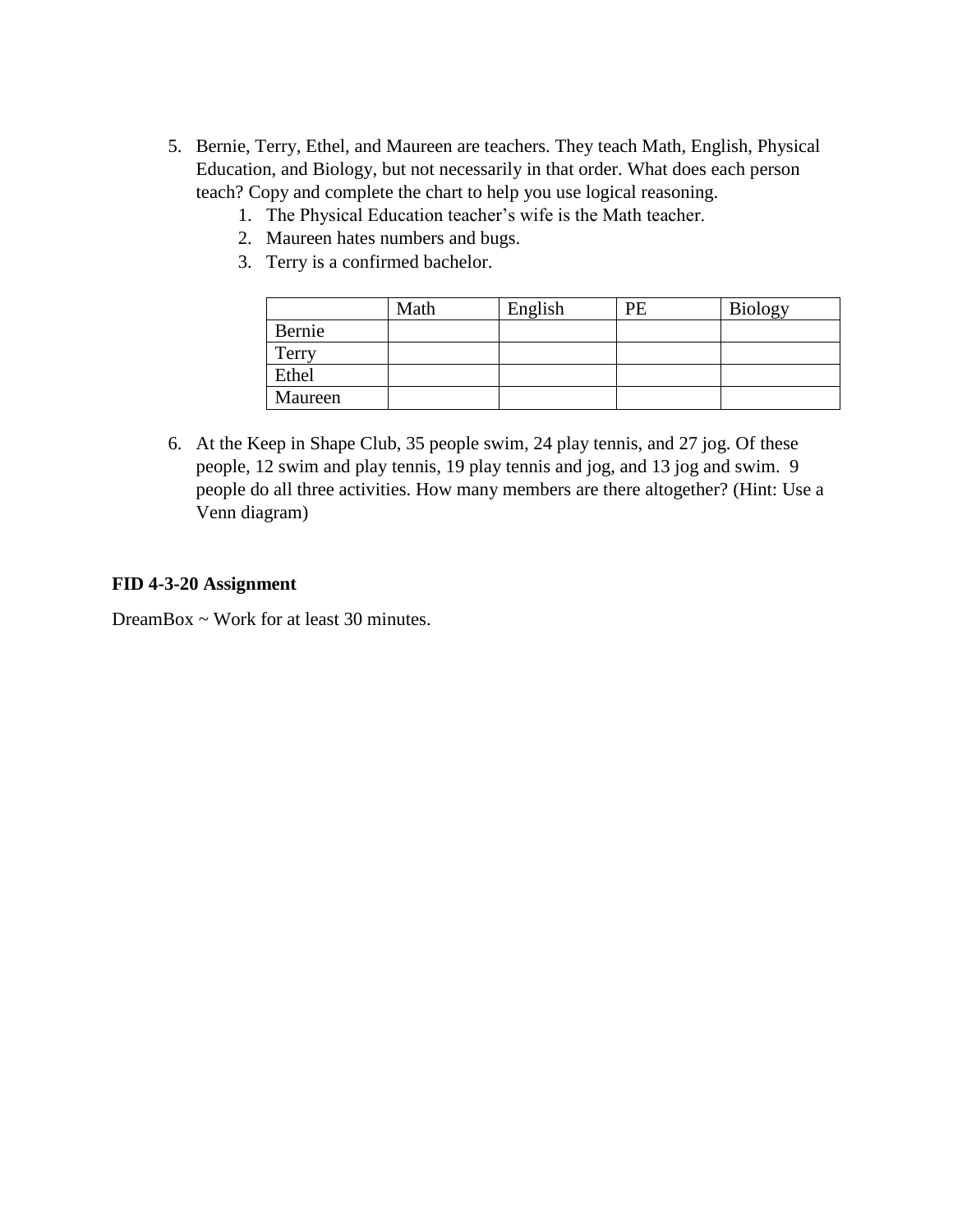5. Bernie, Terry, Ethel, and Maureen are teachers. They teach Math, English, Physical Education, and Biology, but not necessarily in that order. What does each person teach? Copy and complete the chart to help you use logical reasoning.
    1. The Physical Education teacher's wife is the Math teacher.
    2. Maureen hates numbers and bugs.
    3. Terry is a confirmed bachelor.

| | Math | English | PE | Biology |
|---|---|---|---|---|
| Bernie | | | | |
| Terry | | | | |
| Ethel | | | | |
| Maureen | | | | |

6. At the Keep in Shape Club, 35 people swim, 24 play tennis, and 27 jog. Of these people, 12 swim and play tennis, 19 play tennis and jog, and 13 jog and swim. 9 people do all three activities. How many members are there altogether? (Hint: Use a Venn diagram)

**FID 4-3-20 Assignment**

DreamBox ~ Work for at least 30 minutes.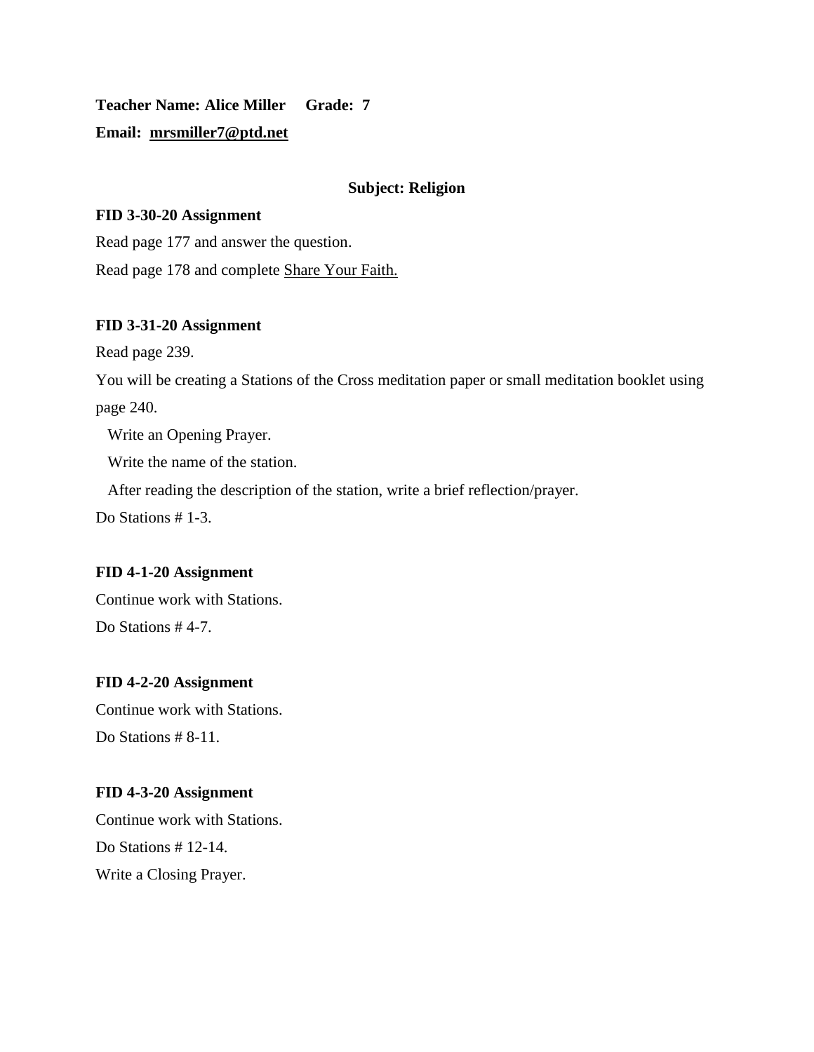**Teacher Name: Alice Miller     Grade: 7**

**Email: mrsmiller7@ptd.net**

**Subject: Religion**

**FID 3-30-20 Assignment**

Read page 177 and answer the question.

Read page 178 and complete Share Your Faith.

**FID 3-31-20 Assignment**

Read page 239.

You will be creating a Stations of the Cross meditation paper or small meditation booklet using page 240.

Write an Opening Prayer.

Write the name of the station.

After reading the description of the station, write a brief reflection/prayer.

Do Stations # 1-3.

**FID 4-1-20 Assignment**

Continue work with Stations.

Do Stations # 4-7.

**FID 4-2-20 Assignment**

Continue work with Stations.

Do Stations # 8-11.

**FID 4-3-20 Assignment**

Continue work with Stations.

Do Stations # 12-14.

Write a Closing Prayer.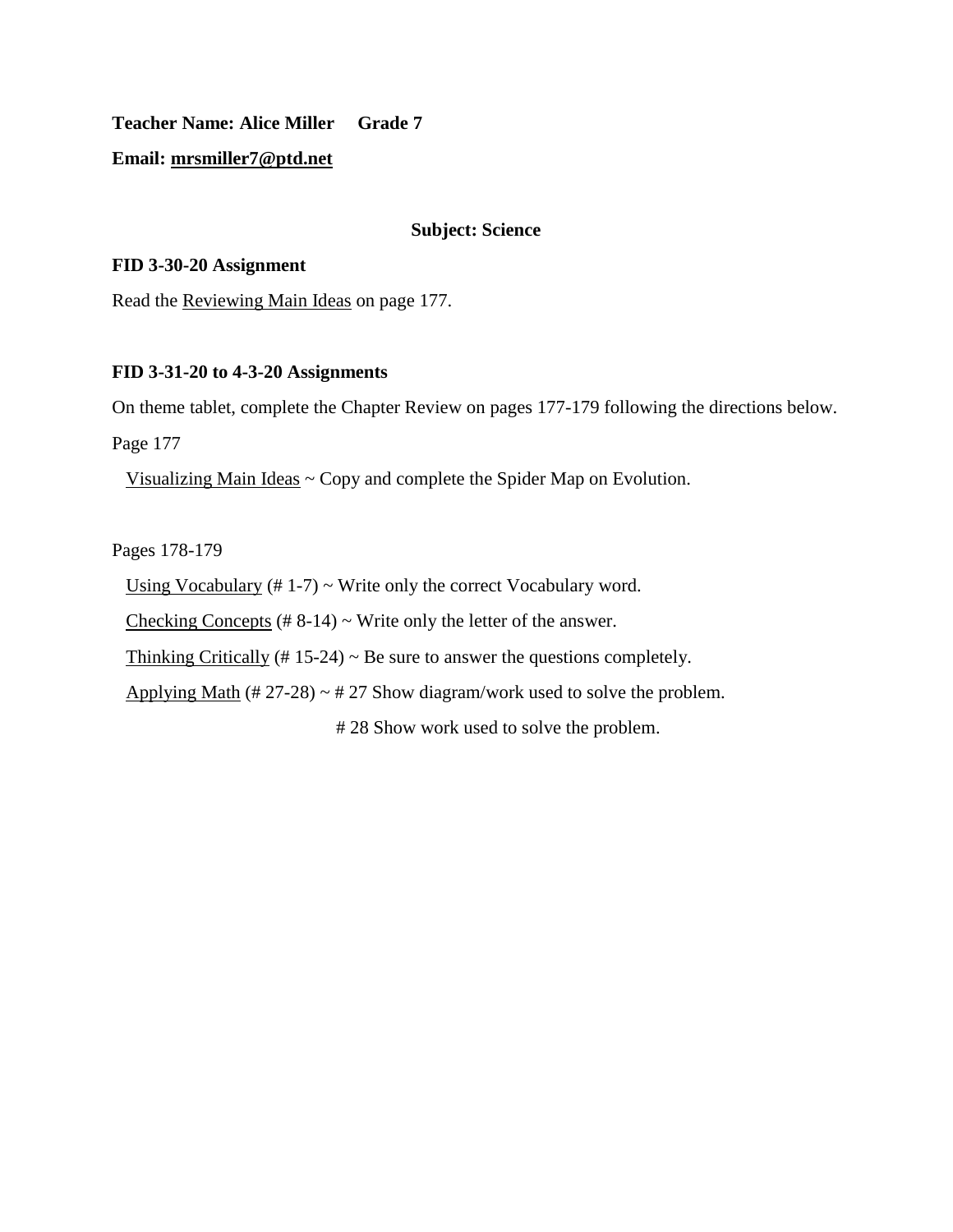**Teacher Name: Alice Miller     Grade 7**

**Email: mrsmiller7@ptd.net**

**Subject: Science**

**FID 3-30-20 Assignment**

Read the Reviewing Main Ideas on page 177.

**FID 3-31-20 to 4-3-20 Assignments**

On theme tablet, complete the Chapter Review on pages 177-179 following the directions below.

Page 177

Visualizing Main Ideas ~ Copy and complete the Spider Map on Evolution.

Pages 178-179

Using Vocabulary (# 1-7) ~ Write only the correct Vocabulary word.

Checking Concepts (# 8-14) ~ Write only the letter of the answer.

Thinking Critically (# 15-24) ~ Be sure to answer the questions completely.

Applying Math (# 27-28) ~ # 27 Show diagram/work used to solve the problem.

# 28 Show work used to solve the problem.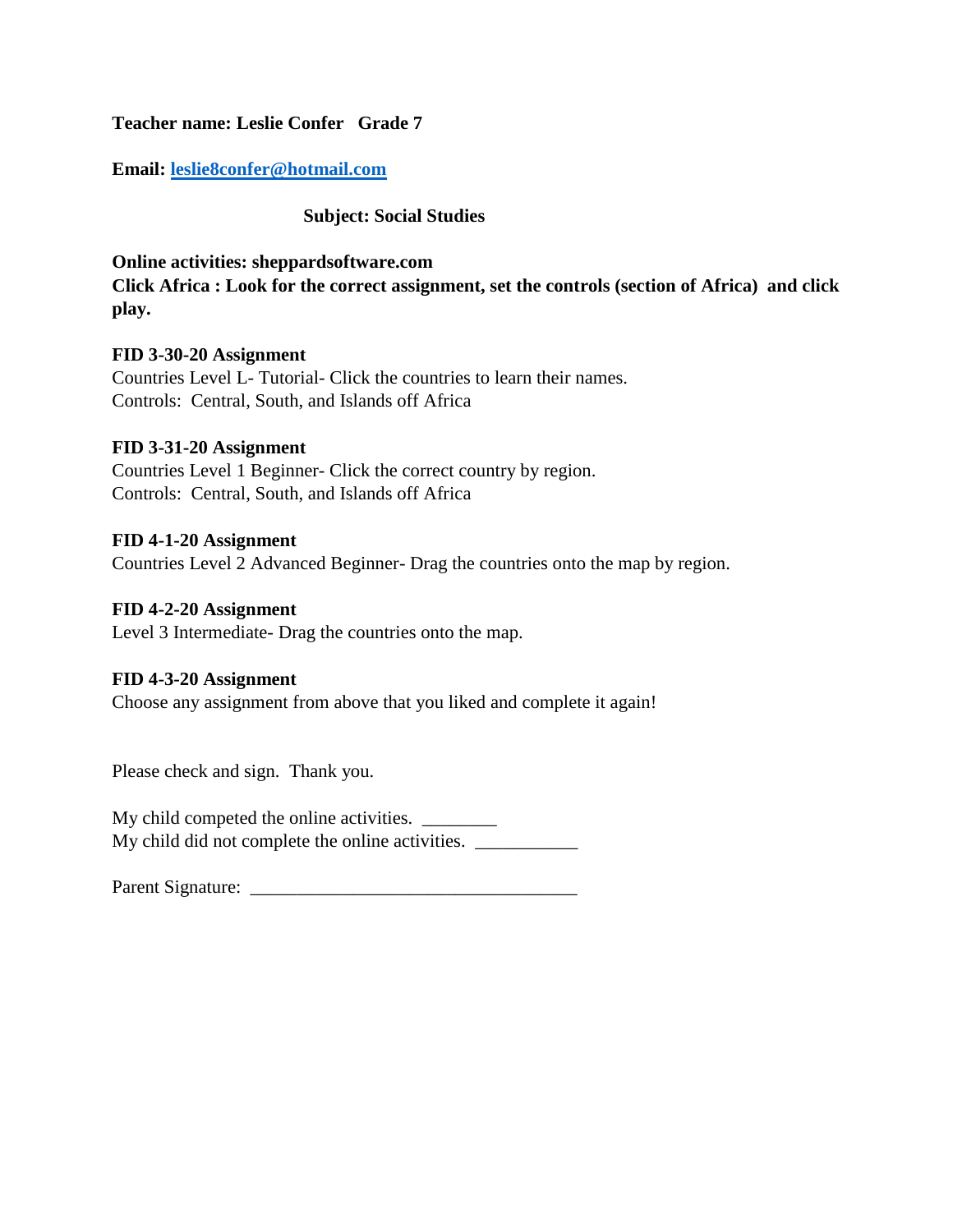**Teacher name: Leslie Confer   Grade 7**

**Email: leslie8confer@hotmail.com**

**Subject: Social Studies**

**Online activities: sheppardsoftware.com**
**Click Africa : Look for the correct assignment, set the controls (section of Africa)  and click play.**

**FID 3-30-20 Assignment**
Countries Level L- Tutorial- Click the countries to learn their names.
Controls:  Central, South, and Islands off Africa

**FID 3-31-20 Assignment**
Countries Level 1 Beginner- Click the correct country by region.
Controls:  Central, South, and Islands off Africa

**FID 4-1-20 Assignment**
Countries Level 2 Advanced Beginner- Drag the countries onto the map by region.

**FID 4-2-20 Assignment**
Level 3 Intermediate- Drag the countries onto the map.

**FID 4-3-20 Assignment**
Choose any assignment from above that you liked and complete it again!

Please check and sign.  Thank you.

My child competed the online activities. ________
My child did not complete the online activities. ___________

Parent Signature: ___________________________________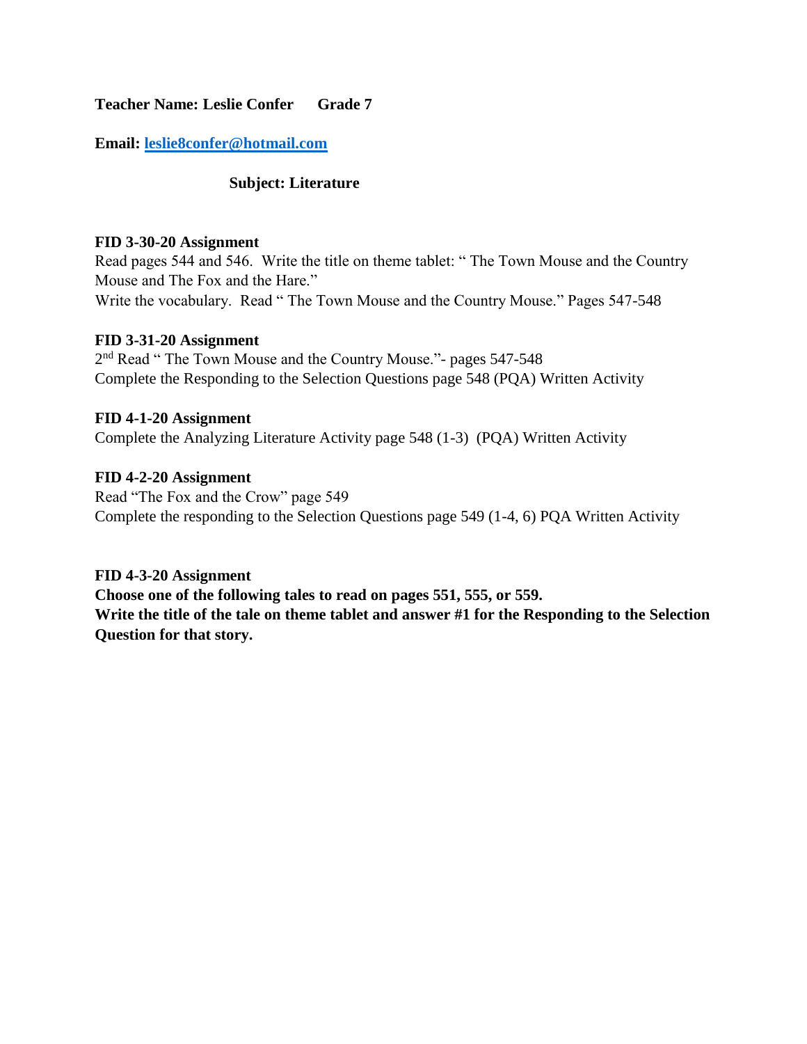**Teacher Name: Leslie Confer    Grade 7**

**Email: [leslie8confer@hotmail.com](mailto:leslie8confer@hotmail.com)**

**Subject: Literature**

**FID 3-30-20 Assignment**

Read pages 544 and 546. Write the title on theme tablet: " The Town Mouse and the Country Mouse and The Fox and the Hare."

Write the vocabulary. Read " The Town Mouse and the Country Mouse." Pages 547-548

**FID 3-31-20 Assignment**

2nd Read " The Town Mouse and the Country Mouse."- pages 547-548

Complete the Responding to the Selection Questions page 548 (PQA) Written Activity

**FID 4-1-20 Assignment**

Complete the Analyzing Literature Activity page 548 (1-3) (PQA) Written Activity

**FID 4-2-20 Assignment**

Read "The Fox and the Crow" page 549

Complete the responding to the Selection Questions page 549 (1-4, 6) PQA Written Activity

**FID 4-3-20 Assignment**

**Choose one of the following tales to read on pages 551, 555, or 559.**

**Write the title of the tale on theme tablet and answer #1 for the Responding to the Selection Question for that story.**